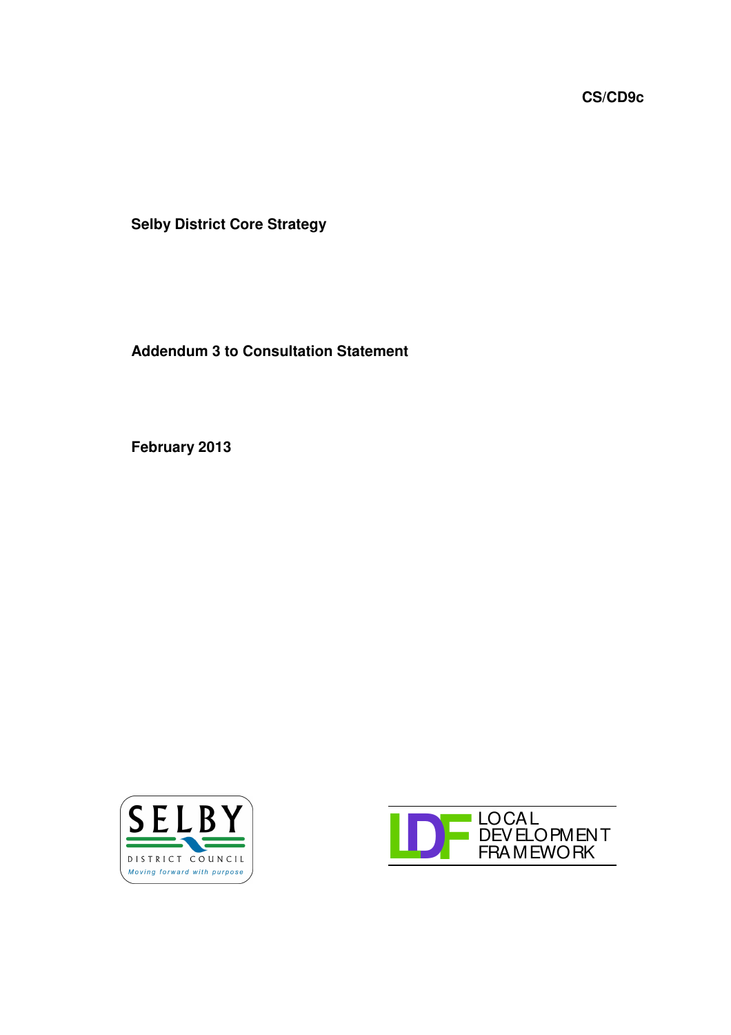CS/CD9c

**Selby District Core Strategy**

**Addendum 3 to Consultation Statement**

**February 2013**

SELBY DISTRICT COUNCIL
*Moving forward with purpose*

LDF LOCAL DEVELOPMENT FRAMEWORK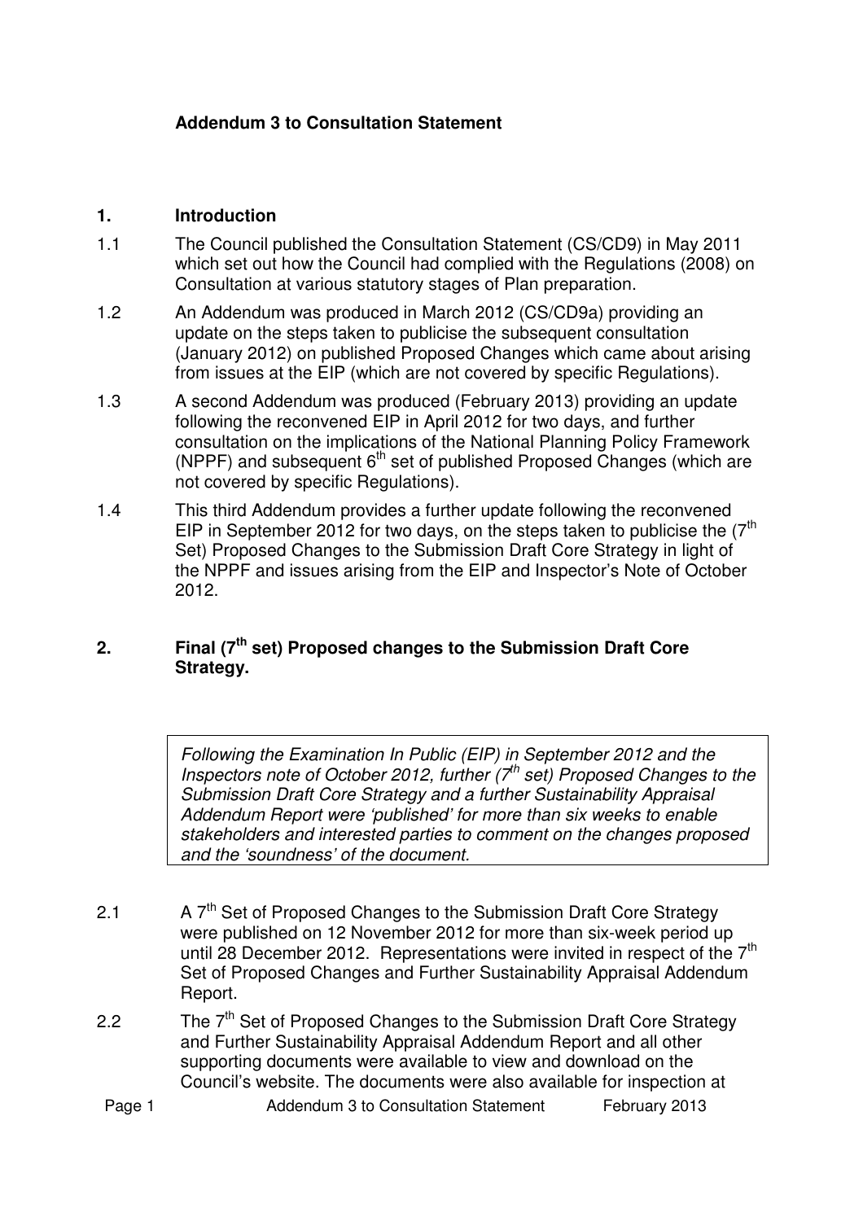**Addendum 3 to Consultation Statement**

## 1. Introduction

1.1 The Council published the Consultation Statement (CS/CD9) in May 2011 which set out how the Council had complied with the Regulations (2008) on Consultation at various statutory stages of Plan preparation.

1.2 An Addendum was produced in March 2012 (CS/CD9a) providing an update on the steps taken to publicise the subsequent consultation (January 2012) on published Proposed Changes which came about arising from issues at the EIP (which are not covered by specific Regulations).

1.3 A second Addendum was produced (February 2013) providing an update following the reconvened EIP in April 2012 for two days, and further consultation on the implications of the National Planning Policy Framework (NPPF) and subsequent 6th set of published Proposed Changes (which are not covered by specific Regulations).

1.4 This third Addendum provides a further update following the reconvened EIP in September 2012 for two days, on the steps taken to publicise the (7th Set) Proposed Changes to the Submission Draft Core Strategy in light of the NPPF and issues arising from the EIP and Inspector's Note of October 2012.

## 2. Final (7th set) Proposed changes to the Submission Draft Core Strategy.

*Following the Examination In Public (EIP) in September 2012 and the Inspectors note of October 2012, further (7th set) Proposed Changes to the Submission Draft Core Strategy and a further Sustainability Appraisal Addendum Report were 'published' for more than six weeks to enable stakeholders and interested parties to comment on the changes proposed and the 'soundness' of the document.*

2.1 A 7th Set of Proposed Changes to the Submission Draft Core Strategy were published on 12 November 2012 for more than six-week period up until 28 December 2012. Representations were invited in respect of the 7th Set of Proposed Changes and Further Sustainability Appraisal Addendum Report.

2.2 The 7th Set of Proposed Changes to the Submission Draft Core Strategy and Further Sustainability Appraisal Addendum Report and all other supporting documents were available to view and download on the Council's website. The documents were also available for inspection at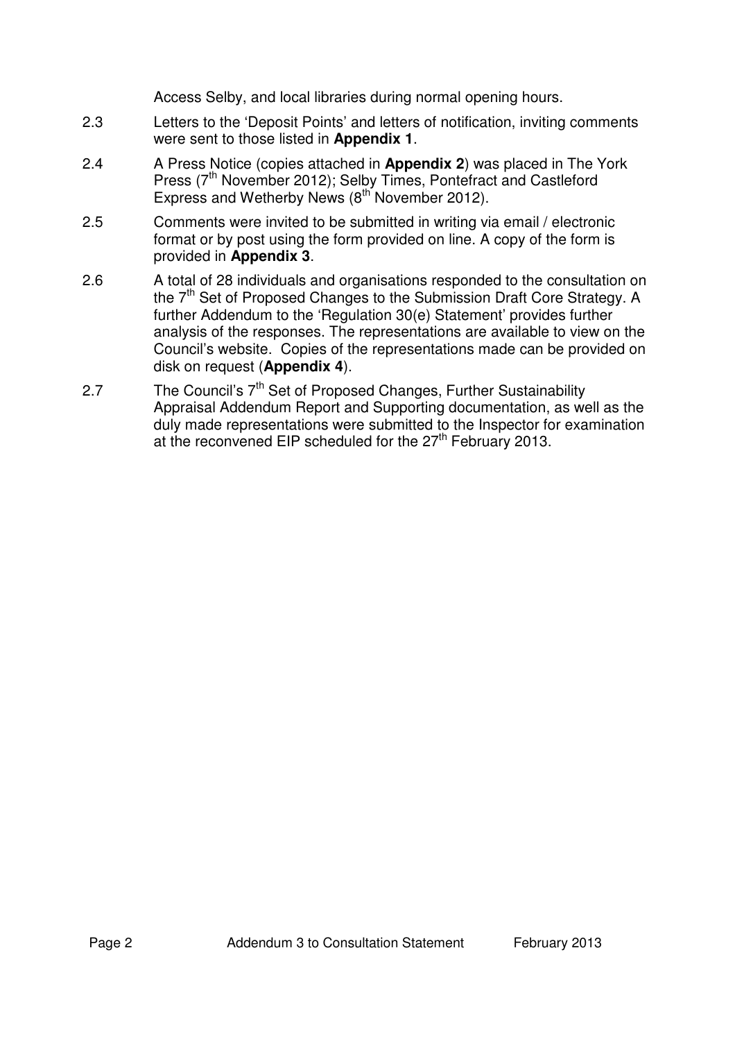Access Selby, and local libraries during normal opening hours.

2.3 Letters to the 'Deposit Points' and letters of notification, inviting comments were sent to those listed in **Appendix 1**.

2.4 A Press Notice (copies attached in **Appendix 2**) was placed in The York Press (7th November 2012); Selby Times, Pontefract and Castleford Express and Wetherby News (8th November 2012).

2.5 Comments were invited to be submitted in writing via email / electronic format or by post using the form provided on line. A copy of the form is provided in **Appendix 3**.

2.6 A total of 28 individuals and organisations responded to the consultation on the 7th Set of Proposed Changes to the Submission Draft Core Strategy. A further Addendum to the 'Regulation 30(e) Statement' provides further analysis of the responses. The representations are available to view on the Council's website. Copies of the representations made can be provided on disk on request (**Appendix 4**).

2.7 The Council's 7th Set of Proposed Changes, Further Sustainability Appraisal Addendum Report and Supporting documentation, as well as the duly made representations were submitted to the Inspector for examination at the reconvened EIP scheduled for the 27th February 2013.